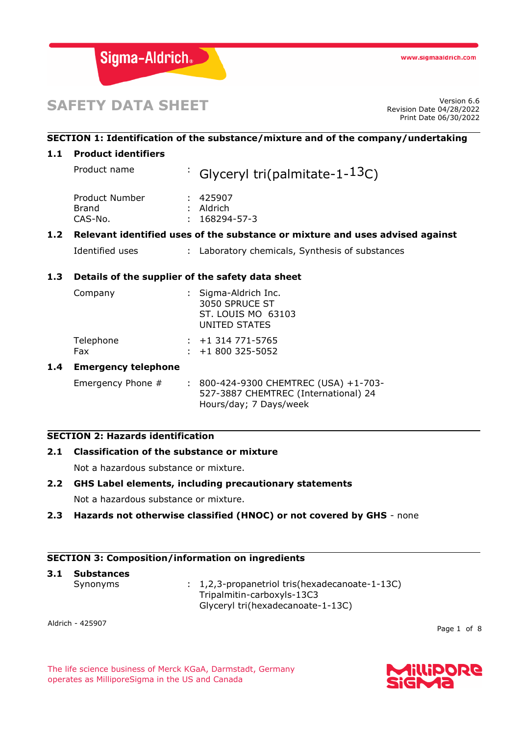Sigma-Aldrich.

www.sigmaaldrich.com

# SAFETY DATA SHEET

Version 6.6
Revision Date 04/28/2022
Print Date 06/30/2022

## SECTION 1: Identification of the substance/mixture and of the company/undertaking

### 1.1 Product identifiers

| | | |
|---|---|---|
| Product name | : | Glyceryl tri(palmitate-1-$^{13}$C) |
| Product Number | : | 425907 |
| Brand | : | Aldrich |
| CAS-No. | : | 168294-57-3 |

### 1.2 Relevant identified uses of the substance or mixture and uses advised against

| | | |
|---|---|---|
| Identified uses | : | Laboratory chemicals, Synthesis of substances |

### 1.3 Details of the supplier of the safety data sheet

| | | |
|---|---|---|
| Company | : | Sigma-Aldrich Inc.<br>3050 SPRUCE ST<br>ST. LOUIS MO 63103<br>UNITED STATES |
| Telephone | : | +1 314 771-5765 |
| Fax | : | +1 800 325-5052 |

### 1.4 Emergency telephone

| | | |
|---|---|---|
| Emergency Phone # | : | 800-424-9300 CHEMTREC (USA) +1-703-527-3887 CHEMTREC (International) 24 Hours/day; 7 Days/week |

## SECTION 2: Hazards identification

### 2.1 Classification of the substance or mixture

Not a hazardous substance or mixture.

### 2.2 GHS Label elements, including precautionary statements

Not a hazardous substance or mixture.

### 2.3 Hazards not otherwise classified (HNOC) or not covered by GHS - none

## SECTION 3: Composition/information on ingredients

### 3.1 Substances

| | | |
|---|---|---|
| Synonyms | : | 1,2,3-propanetriol tris(hexadecanoate-1-13C)<br>Tripalmitin-carboxyls-13C3<br>Glyceryl tri(hexadecanoate-1-13C) |

Aldrich - 425907

The life science business of Merck KGaA, Darmstadt, Germany operates as MilliporeSigma in the US and Canada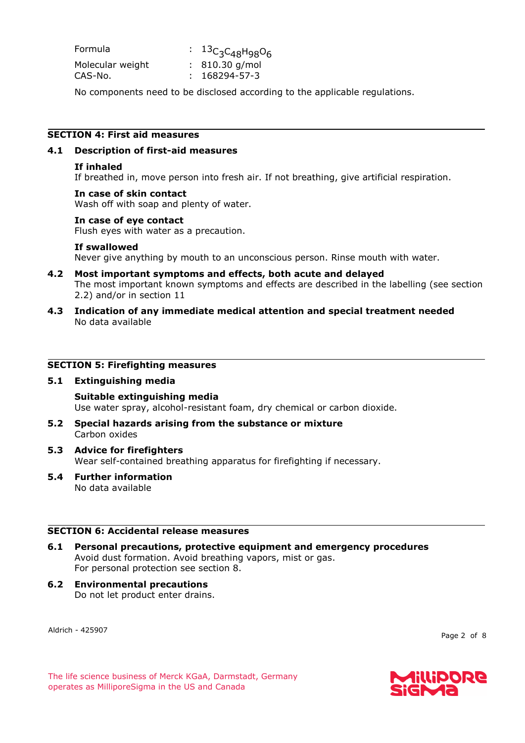| | | |
|---|---|---|
| Formula | : | $^{13}C_3C_{48}H_{98}O_6$ |
| Molecular weight | : | 810.30 g/mol |
| CAS-No. | : | 168294-57-3 |

No components need to be disclosed according to the applicable regulations.

## SECTION 4: First aid measures

### 4.1 Description of first-aid measures

**If inhaled**
If breathed in, move person into fresh air. If not breathing, give artificial respiration.

**In case of skin contact**
Wash off with soap and plenty of water.

**In case of eye contact**
Flush eyes with water as a precaution.

**If swallowed**
Never give anything by mouth to an unconscious person. Rinse mouth with water.

### 4.2 Most important symptoms and effects, both acute and delayed

The most important known symptoms and effects are described in the labelling (see section 2.2) and/or in section 11

### 4.3 Indication of any immediate medical attention and special treatment needed

No data available

## SECTION 5: Firefighting measures

### 5.1 Extinguishing media

**Suitable extinguishing media**
Use water spray, alcohol-resistant foam, dry chemical or carbon dioxide.

### 5.2 Special hazards arising from the substance or mixture

Carbon oxides

### 5.3 Advice for firefighters

Wear self-contained breathing apparatus for firefighting if necessary.

### 5.4 Further information

No data available

## SECTION 6: Accidental release measures

### 6.1 Personal precautions, protective equipment and emergency procedures

Avoid dust formation. Avoid breathing vapors, mist or gas.
For personal protection see section 8.

### 6.2 Environmental precautions

Do not let product enter drains.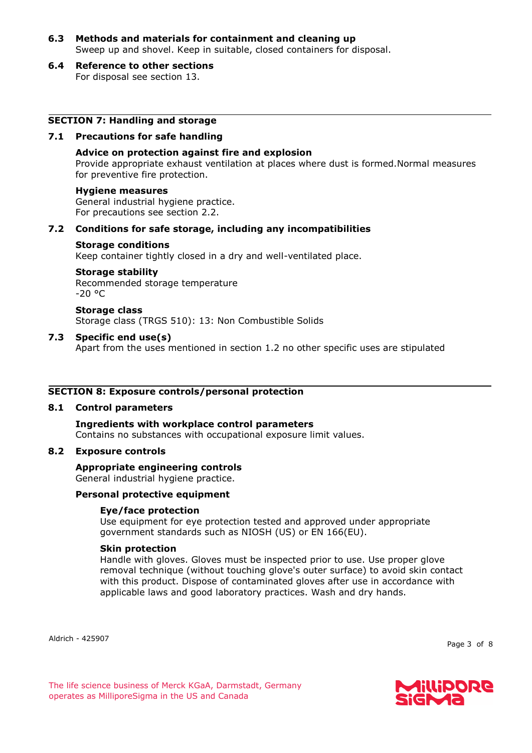**6.3 Methods and materials for containment and cleaning up**

Sweep up and shovel. Keep in suitable, closed containers for disposal.

**6.4 Reference to other sections**

For disposal see section 13.

## SECTION 7: Handling and storage

**7.1 Precautions for safe handling**

**Advice on protection against fire and explosion**

Provide appropriate exhaust ventilation at places where dust is formed.Normal measures for preventive fire protection.

**Hygiene measures**

General industrial hygiene practice.
For precautions see section 2.2.

**7.2 Conditions for safe storage, including any incompatibilities**

**Storage conditions**

Keep container tightly closed in a dry and well-ventilated place.

**Storage stability**

Recommended storage temperature
-20 °C

**Storage class**

Storage class (TRGS 510): 13: Non Combustible Solids

**7.3 Specific end use(s)**

Apart from the uses mentioned in section 1.2 no other specific uses are stipulated

## SECTION 8: Exposure controls/personal protection

**8.1 Control parameters**

**Ingredients with workplace control parameters**

Contains no substances with occupational exposure limit values.

**8.2 Exposure controls**

**Appropriate engineering controls**

General industrial hygiene practice.

**Personal protective equipment**

**Eye/face protection**

Use equipment for eye protection tested and approved under appropriate government standards such as NIOSH (US) or EN 166(EU).

**Skin protection**

Handle with gloves. Gloves must be inspected prior to use. Use proper glove removal technique (without touching glove's outer surface) to avoid skin contact with this product. Dispose of contaminated gloves after use in accordance with applicable laws and good laboratory practices. Wash and dry hands.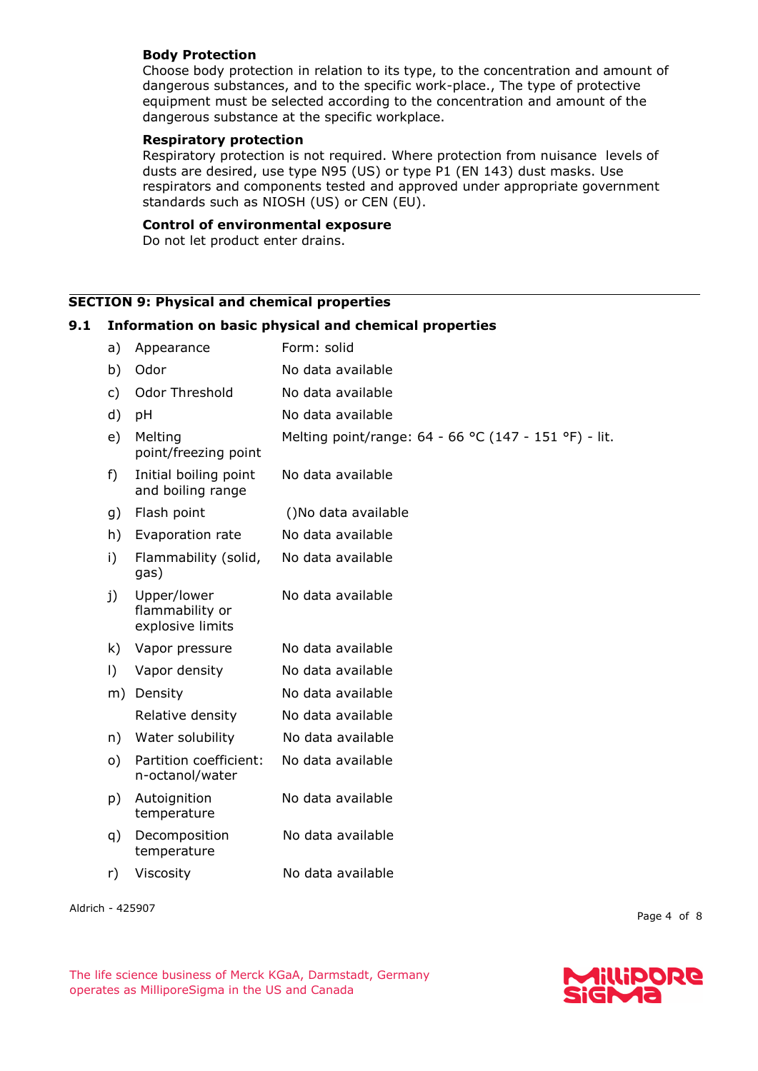**Body Protection**

Choose body protection in relation to its type, to the concentration and amount of dangerous substances, and to the specific work-place., The type of protective equipment must be selected according to the concentration and amount of the dangerous substance at the specific workplace.

**Respiratory protection**

Respiratory protection is not required. Where protection from nuisance levels of dusts are desired, use type N95 (US) or type P1 (EN 143) dust masks. Use respirators and components tested and approved under appropriate government standards such as NIOSH (US) or CEN (EU).

**Control of environmental exposure**

Do not let product enter drains.

## SECTION 9: Physical and chemical properties

### 9.1 Information on basic physical and chemical properties

| | | |
|---|---|---|
| a) | Appearance | Form: solid |
| b) | Odor | No data available |
| c) | Odor Threshold | No data available |
| d) | pH | No data available |
| e) | Melting point/freezing point | Melting point/range: 64 - 66 °C (147 - 151 °F) - lit. |
| f) | Initial boiling point and boiling range | No data available |
| g) | Flash point | ()No data available |
| h) | Evaporation rate | No data available |
| i) | Flammability (solid, gas) | No data available |
| j) | Upper/lower flammability or explosive limits | No data available |
| k) | Vapor pressure | No data available |
| l) | Vapor density | No data available |
| m) | Density | No data available |
| | Relative density | No data available |
| n) | Water solubility | No data available |
| o) | Partition coefficient: n-octanol/water | No data available |
| p) | Autoignition temperature | No data available |
| q) | Decomposition temperature | No data available |
| r) | Viscosity | No data available |

Aldrich - 425907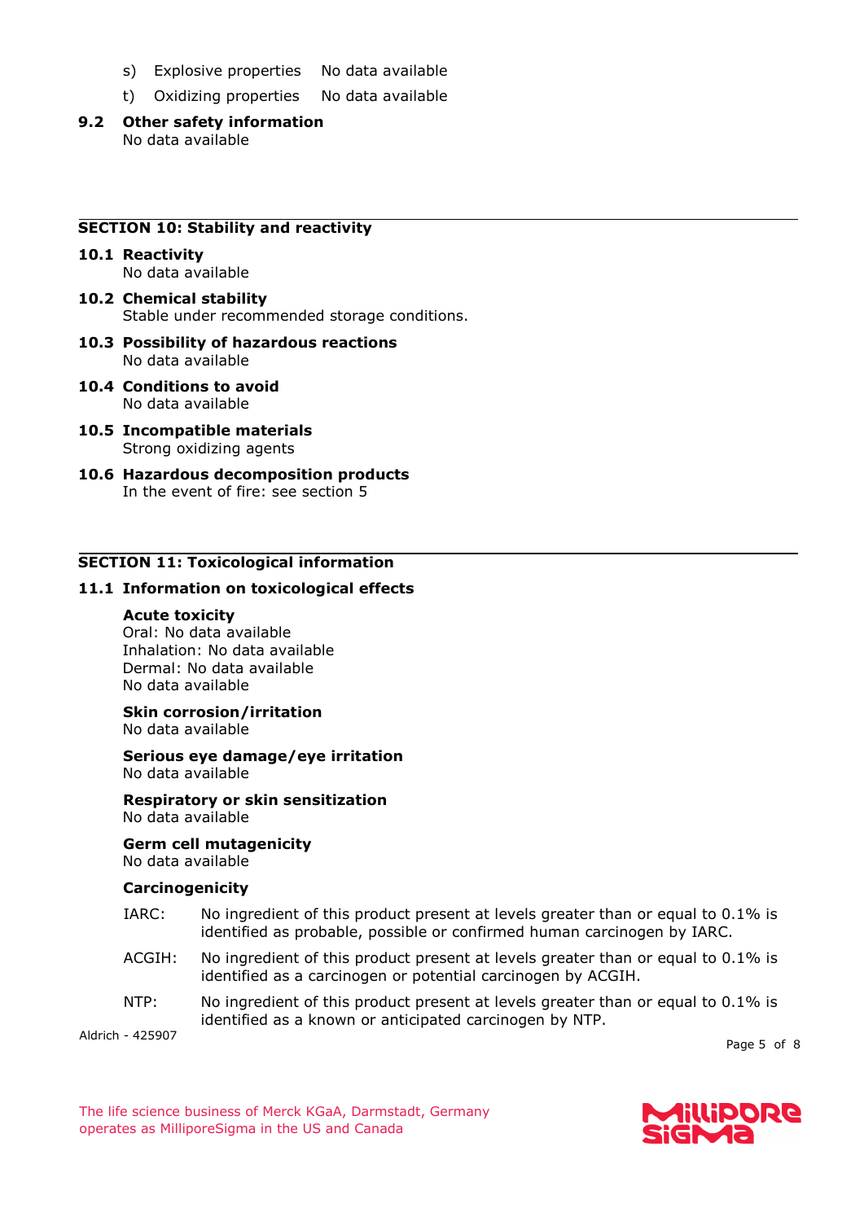s) Explosive properties No data available

t) Oxidizing properties No data available

### 9.2 Other safety information

No data available

## SECTION 10: Stability and reactivity

### 10.1 Reactivity

No data available

### 10.2 Chemical stability

Stable under recommended storage conditions.

### 10.3 Possibility of hazardous reactions

No data available

### 10.4 Conditions to avoid

No data available

### 10.5 Incompatible materials

Strong oxidizing agents

### 10.6 Hazardous decomposition products

In the event of fire: see section 5

## SECTION 11: Toxicological information

### 11.1 Information on toxicological effects

**Acute toxicity**

Oral: No data available
Inhalation: No data available
Dermal: No data available
No data available

**Skin corrosion/irritation**

No data available

**Serious eye damage/eye irritation**

No data available

**Respiratory or skin sensitization**

No data available

**Germ cell mutagenicity**

No data available

**Carcinogenicity**

IARC: No ingredient of this product present at levels greater than or equal to 0.1% is identified as probable, possible or confirmed human carcinogen by IARC.

ACGIH: No ingredient of this product present at levels greater than or equal to 0.1% is identified as a carcinogen or potential carcinogen by ACGIH.

NTP: No ingredient of this product present at levels greater than or equal to 0.1% is identified as a known or anticipated carcinogen by NTP.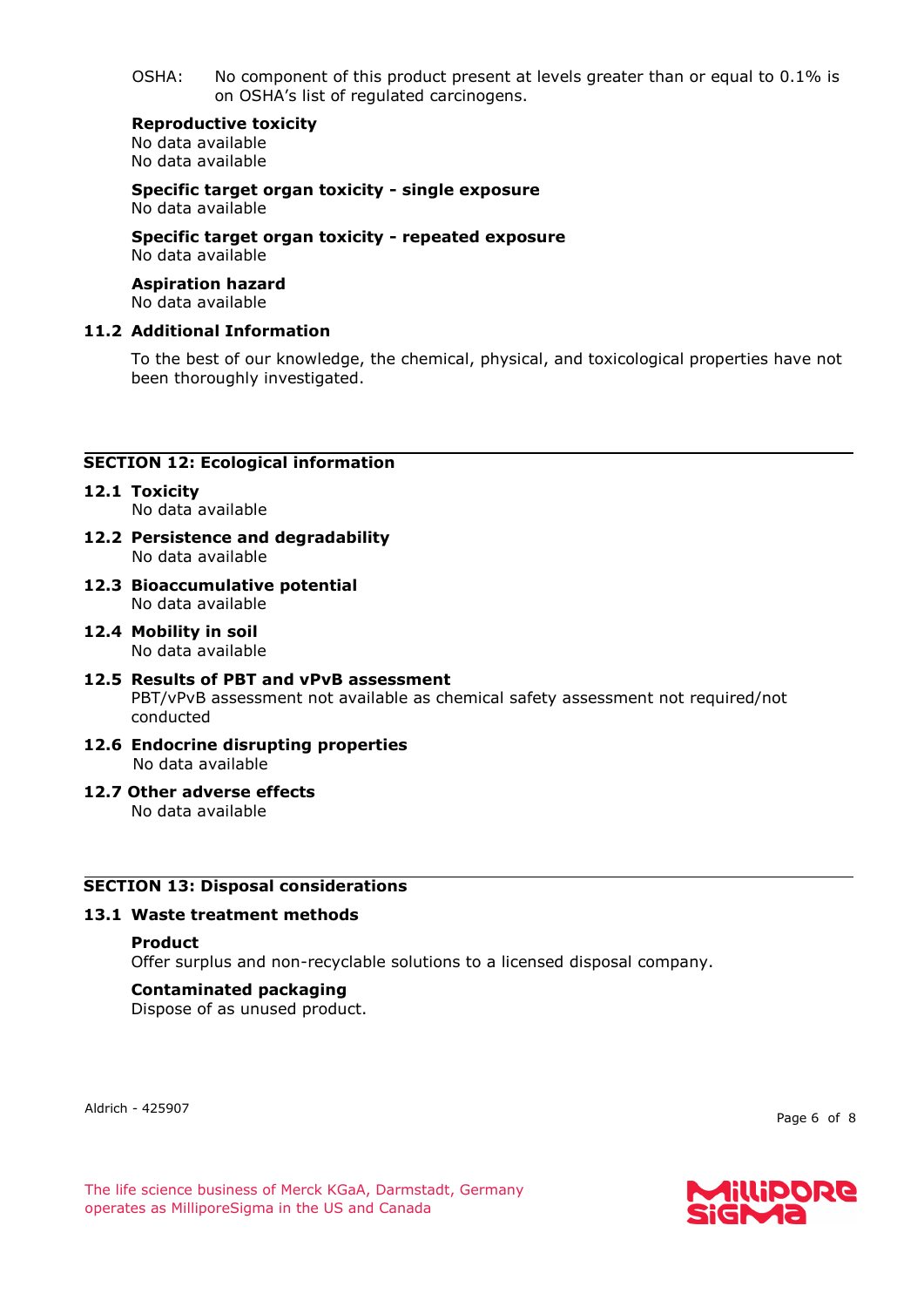OSHA: No component of this product present at levels greater than or equal to 0.1% is on OSHA's list of regulated carcinogens.

**Reproductive toxicity**
No data available
No data available

**Specific target organ toxicity - single exposure**
No data available

**Specific target organ toxicity - repeated exposure**
No data available

**Aspiration hazard**
No data available

### 11.2 Additional Information

To the best of our knowledge, the chemical, physical, and toxicological properties have not been thoroughly investigated.

## SECTION 12: Ecological information

### 12.1 Toxicity
No data available

### 12.2 Persistence and degradability
No data available

### 12.3 Bioaccumulative potential
No data available

### 12.4 Mobility in soil
No data available

### 12.5 Results of PBT and vPvB assessment
PBT/vPvB assessment not available as chemical safety assessment not required/not conducted

### 12.6 Endocrine disrupting properties
No data available

### 12.7 Other adverse effects
No data available

## SECTION 13: Disposal considerations

### 13.1 Waste treatment methods

**Product**
Offer surplus and non-recyclable solutions to a licensed disposal company.

**Contaminated packaging**
Dispose of as unused product.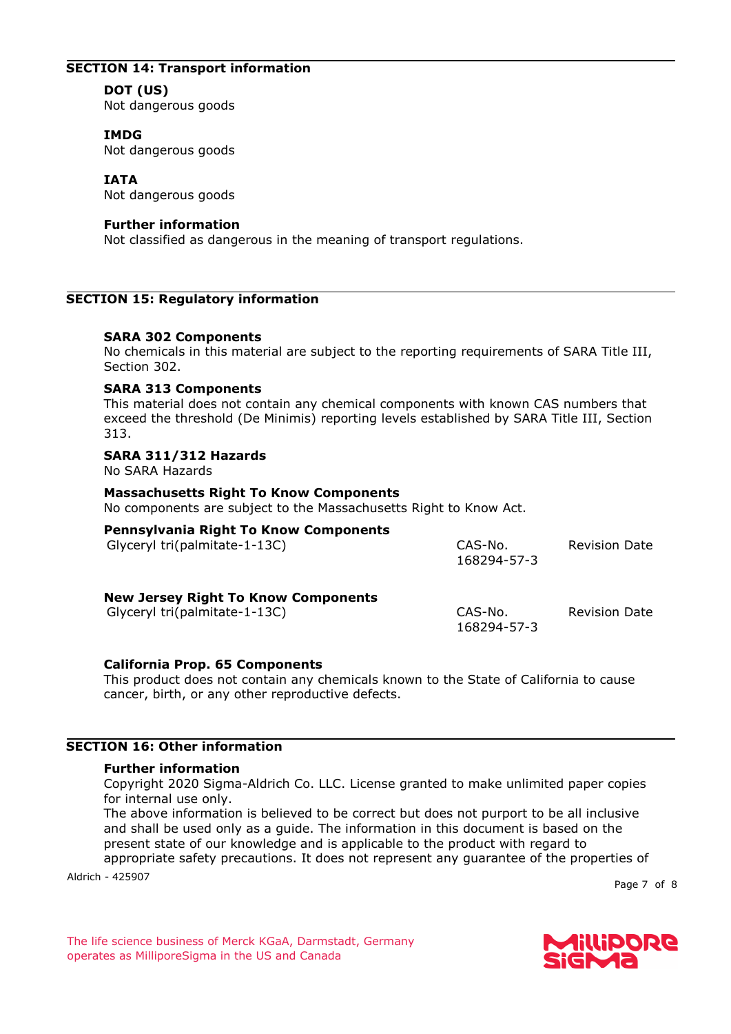## SECTION 14: Transport information

**DOT (US)**
Not dangerous goods

**IMDG**
Not dangerous goods

**IATA**
Not dangerous goods

**Further information**
Not classified as dangerous in the meaning of transport regulations.

## SECTION 15: Regulatory information

**SARA 302 Components**
No chemicals in this material are subject to the reporting requirements of SARA Title III, Section 302.

**SARA 313 Components**
This material does not contain any chemical components with known CAS numbers that exceed the threshold (De Minimis) reporting levels established by SARA Title III, Section 313.

**SARA 311/312 Hazards**
No SARA Hazards

**Massachusetts Right To Know Components**
No components are subject to the Massachusetts Right to Know Act.

**Pennsylvania Right To Know Components**

| | | |
|---|---|---|
| Glyceryl tri(palmitate-1-13C) | CAS-No. 168294-57-3 | Revision Date |

**New Jersey Right To Know Components**

| | | |
|---|---|---|
| Glyceryl tri(palmitate-1-13C) | CAS-No. 168294-57-3 | Revision Date |

**California Prop. 65 Components**
This product does not contain any chemicals known to the State of California to cause cancer, birth, or any other reproductive defects.

## SECTION 16: Other information

**Further information**
Copyright 2020 Sigma-Aldrich Co. LLC. License granted to make unlimited paper copies for internal use only.
The above information is believed to be correct but does not purport to be all inclusive and shall be used only as a guide. The information in this document is based on the present state of our knowledge and is applicable to the product with regard to appropriate safety precautions. It does not represent any guarantee of the properties of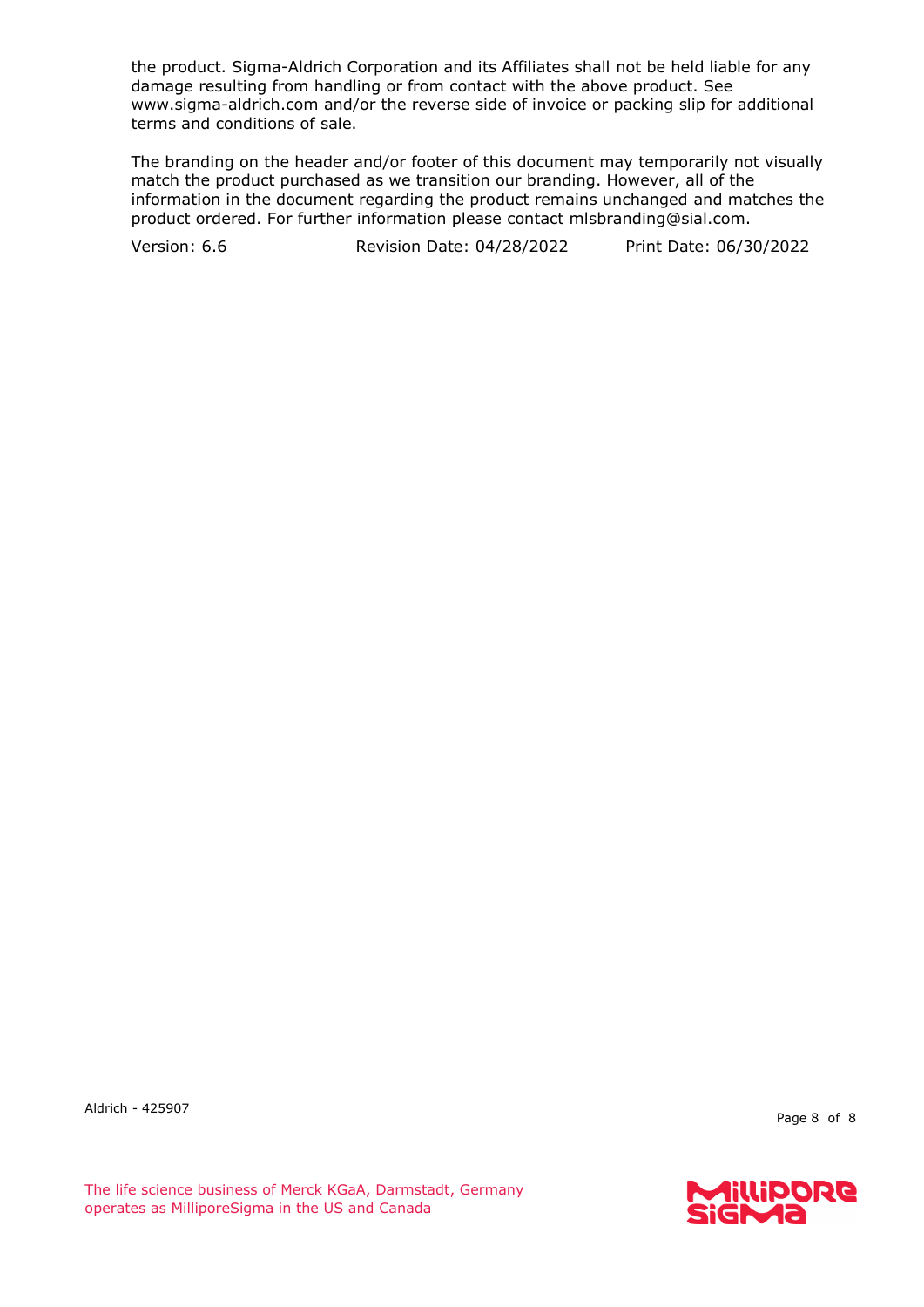the product. Sigma-Aldrich Corporation and its Affiliates shall not be held liable for any damage resulting from handling or from contact with the above product. See www.sigma-aldrich.com and/or the reverse side of invoice or packing slip for additional terms and conditions of sale.

The branding on the header and/or footer of this document may temporarily not visually match the product purchased as we transition our branding. However, all of the information in the document regarding the product remains unchanged and matches the product ordered. For further information please contact mlsbranding@sial.com.

Version: 6.6 Revision Date: 04/28/2022 Print Date: 06/30/2022